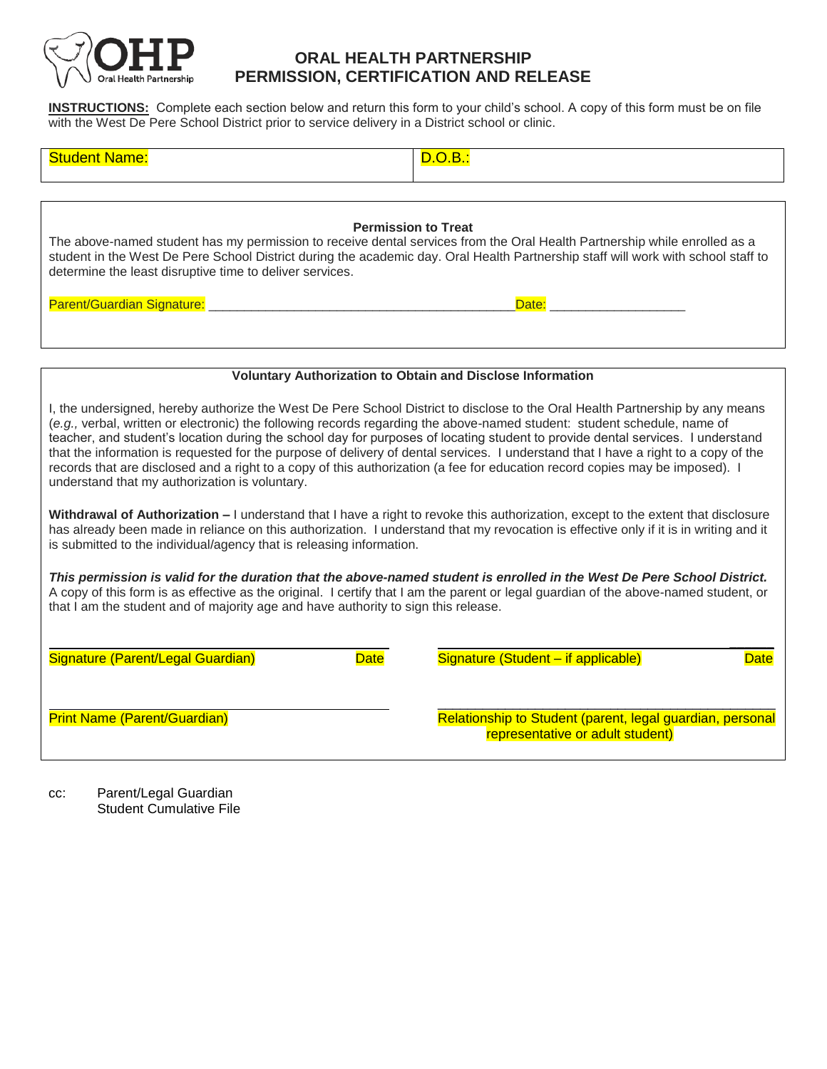# ORAL HEALTH PARTNERSHIP
# PERMISSION, CERTIFICATION AND RELEASE

**INSTRUCTIONS:** Complete each section below and return this form to your child's school. A copy of this form must be on file with the West De Pere School District prior to service delivery in a District school or clinic.

| Student Name: | D.O.B.: |
|---|---|

**Permission to Treat**

The above-named student has my permission to receive dental services from the Oral Health Partnership while enrolled as a student in the West De Pere School District during the academic day. Oral Health Partnership staff will work with school staff to determine the least disruptive time to deliver services.

Parent/Guardian Signature: ___________________________________________ Date: ___________________

**Voluntary Authorization to Obtain and Disclose Information**

I, the undersigned, hereby authorize the West De Pere School District to disclose to the Oral Health Partnership by any means (*e.g.,* verbal, written or electronic) the following records regarding the above-named student: student schedule, name of teacher, and student's location during the school day for purposes of locating student to provide dental services. I understand that the information is requested for the purpose of delivery of dental services. I understand that I have a right to a copy of the records that are disclosed and a right to a copy of this authorization (a fee for education record copies may be imposed). I understand that my authorization is voluntary.

**Withdrawal of Authorization –** I understand that I have a right to revoke this authorization, except to the extent that disclosure has already been made in reliance on this authorization. I understand that my revocation is effective only if it is in writing and it is submitted to the individual/agency that is releasing information.

***This permission is valid for the duration that the above-named student is enrolled in the West De Pere School District.*** A copy of this form is as effective as the original. I certify that I am the parent or legal guardian of the above-named student, or that I am the student and of majority age and have authority to sign this release.

Signature (Parent/Legal Guardian) Date

Signature (Student – if applicable) Date

Print Name (Parent/Guardian)

Relationship to Student (parent, legal guardian, personal representative or adult student)

cc: Parent/Legal Guardian
Student Cumulative File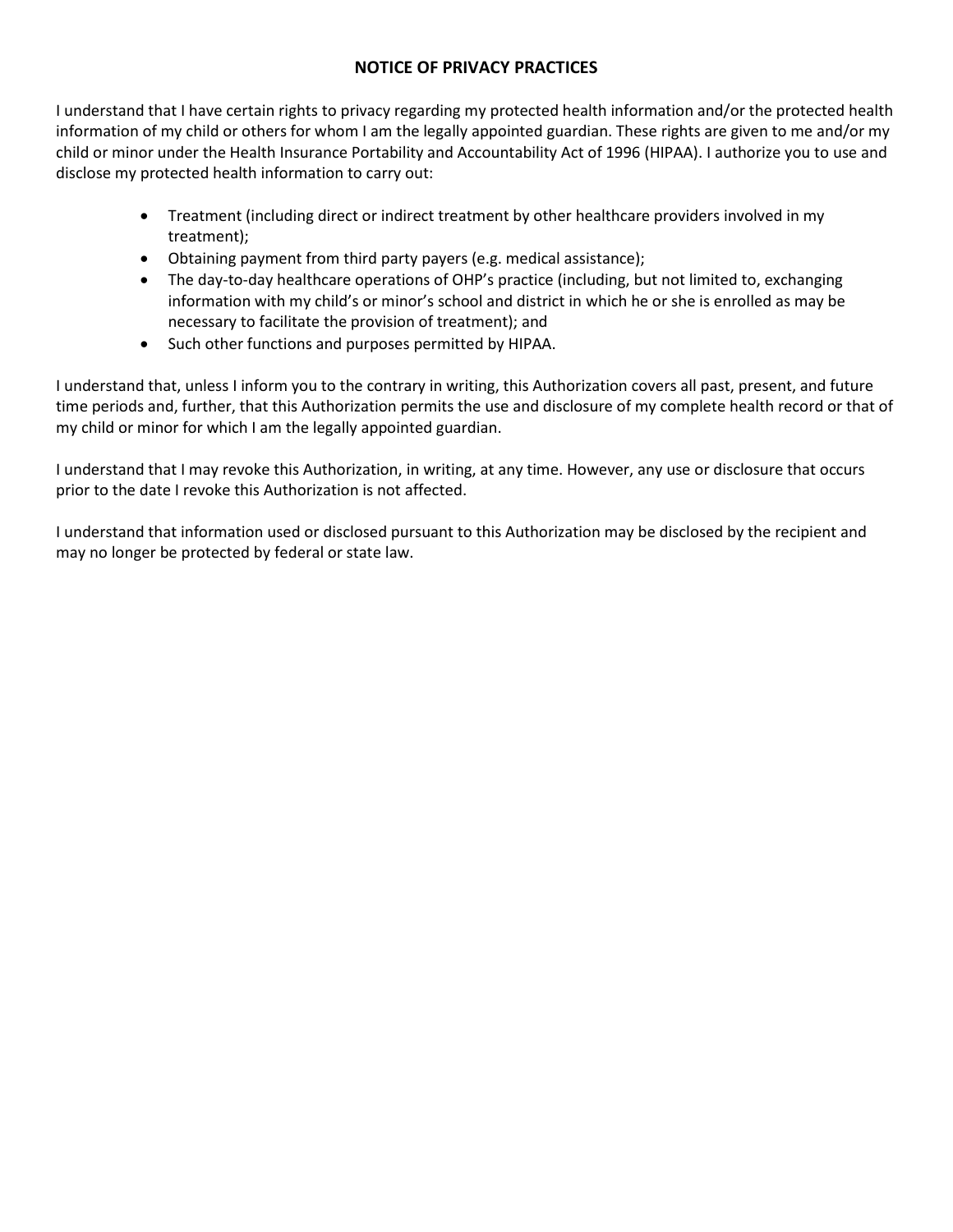## NOTICE OF PRIVACY PRACTICES

I understand that I have certain rights to privacy regarding my protected health information and/or the protected health information of my child or others for whom I am the legally appointed guardian. These rights are given to me and/or my child or minor under the Health Insurance Portability and Accountability Act of 1996 (HIPAA). I authorize you to use and disclose my protected health information to carry out:

- Treatment (including direct or indirect treatment by other healthcare providers involved in my treatment);
- Obtaining payment from third party payers (e.g. medical assistance);
- The day-to-day healthcare operations of OHP's practice (including, but not limited to, exchanging information with my child's or minor's school and district in which he or she is enrolled as may be necessary to facilitate the provision of treatment); and
- Such other functions and purposes permitted by HIPAA.

I understand that, unless I inform you to the contrary in writing, this Authorization covers all past, present, and future time periods and, further, that this Authorization permits the use and disclosure of my complete health record or that of my child or minor for which I am the legally appointed guardian.

I understand that I may revoke this Authorization, in writing, at any time. However, any use or disclosure that occurs prior to the date I revoke this Authorization is not affected.

I understand that information used or disclosed pursuant to this Authorization may be disclosed by the recipient and may no longer be protected by federal or state law.